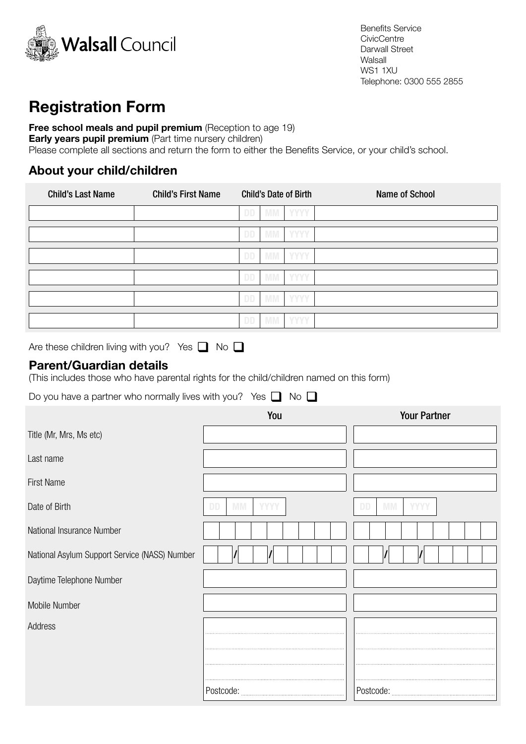Walsall Council

Benefits Service
CivicCentre
Darwall Street
Walsall
WS1 1XU
Telephone: 0300 555 2855

# Registration Form

**Free school meals and pupil premium** (Reception to age 19)
**Early years pupil premium** (Part time nursery children)
Please complete all sections and return the form to either the Benefits Service, or your child's school.

## About your child/children

| Child's Last Name | Child's First Name | Child's Date of Birth | Name of School |
|---|---|---|---|
| | | DD MM YYYY | |
| | | DD MM YYYY | |
| | | DD MM YYYY | |
| | | DD MM YYYY | |
| | | DD MM YYYY | |
| | | DD MM YYYY | |

Are these children living with you? Yes ☐ No ☐

## Parent/Guardian details

(This includes those who have parental rights for the child/children named on this form)

Do you have a partner who normally lives with you? Yes ☐ No ☐

| | You | Your Partner |
|---|---|---|
| Title (Mr, Mrs, Ms etc) | | |
| Last name | | |
| First Name | | |
| Date of Birth | DD MM YYYY | DD MM YYYY |
| National Insurance Number | | |
| National Asylum Support Service (NASS) Number | / / | / / |
| Daytime Telephone Number | | |
| Mobile Number | | |
| Address | Postcode: | Postcode: |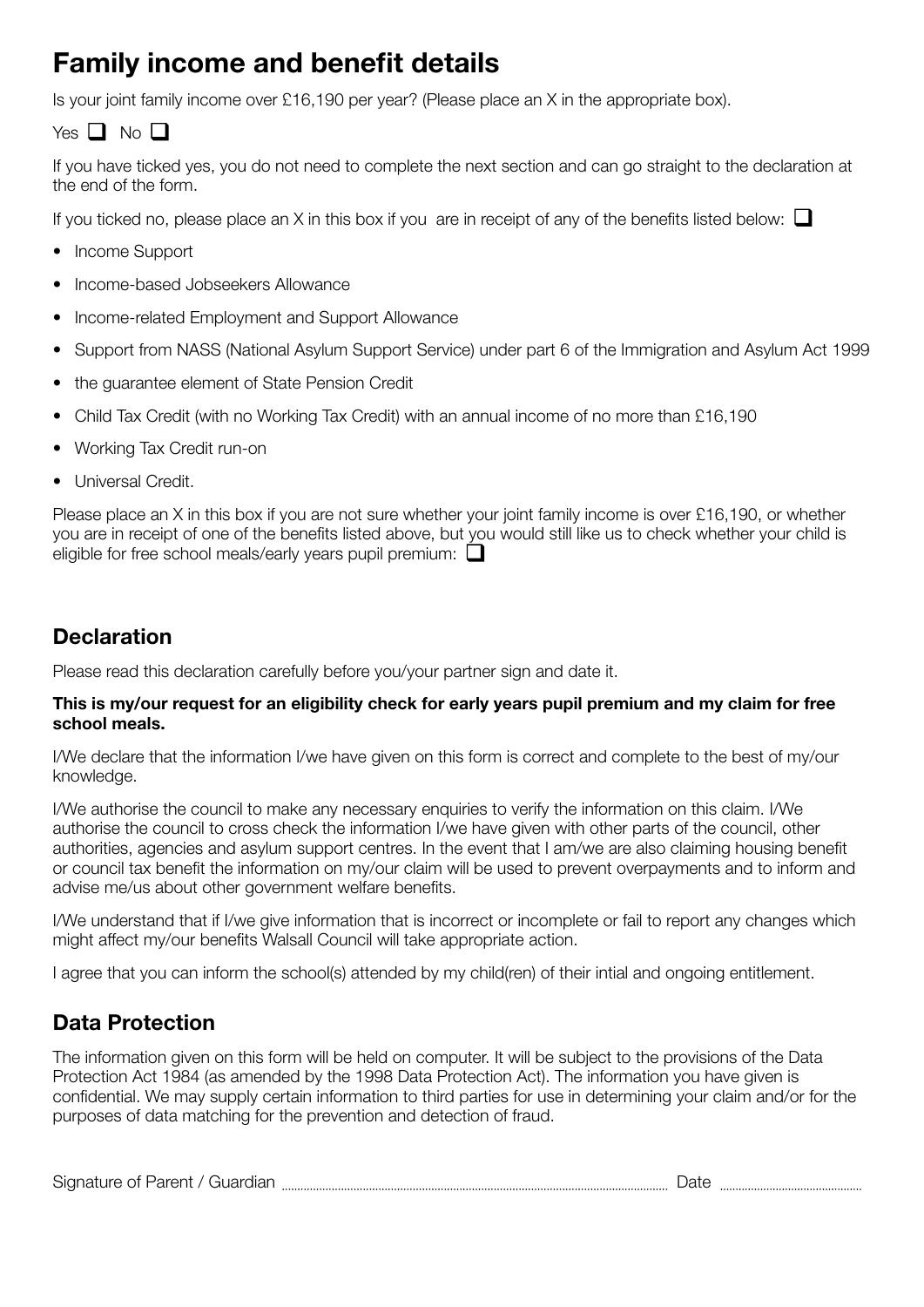# Family income and benefit details

Is your joint family income over £16,190 per year? (Please place an X in the appropriate box).

Yes ☐ No ☐

If you have ticked yes, you do not need to complete the next section and can go straight to the declaration at the end of the form.

If you ticked no, please place an X in this box if you are in receipt of any of the benefits listed below: ☐

- Income Support
- Income-based Jobseekers Allowance
- Income-related Employment and Support Allowance
- Support from NASS (National Asylum Support Service) under part 6 of the Immigration and Asylum Act 1999
- the guarantee element of State Pension Credit
- Child Tax Credit (with no Working Tax Credit) with an annual income of no more than £16,190
- Working Tax Credit run-on
- Universal Credit.

Please place an X in this box if you are not sure whether your joint family income is over £16,190, or whether you are in receipt of one of the benefits listed above, but you would still like us to check whether your child is eligible for free school meals/early years pupil premium: ☐

## Declaration

Please read this declaration carefully before you/your partner sign and date it.

**This is my/our request for an eligibility check for early years pupil premium and my claim for free school meals.**

I/We declare that the information I/we have given on this form is correct and complete to the best of my/our knowledge.

I/We authorise the council to make any necessary enquiries to verify the information on this claim. I/We authorise the council to cross check the information I/we have given with other parts of the council, other authorities, agencies and asylum support centres. In the event that I am/we are also claiming housing benefit or council tax benefit the information on my/our claim will be used to prevent overpayments and to inform and advise me/us about other government welfare benefits.

I/We understand that if I/we give information that is incorrect or incomplete or fail to report any changes which might affect my/our benefits Walsall Council will take appropriate action.

I agree that you can inform the school(s) attended by my child(ren) of their intial and ongoing entitlement.

## Data Protection

The information given on this form will be held on computer. It will be subject to the provisions of the Data Protection Act 1984 (as amended by the 1998 Data Protection Act). The information you have given is confidential. We may supply certain information to third parties for use in determining your claim and/or for the purposes of data matching for the prevention and detection of fraud.

Signature of Parent / Guardian .................................................... Date ....................